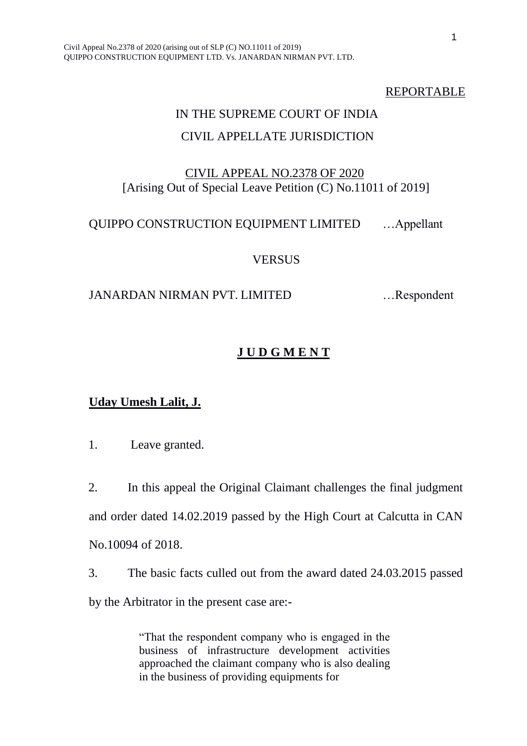REPORTABLE

IN THE SUPREME COURT OF INDIA

CIVIL APPELLATE JURISDICTION

CIVIL APPEAL NO.2378 OF 2020
[Arising Out of Special Leave Petition (C) No.11011 of 2019]

QUIPPO CONSTRUCTION EQUIPMENT LIMITED …Appellant

VERSUS

JANARDAN NIRMAN PVT. LIMITED …Respondent

# **J U D G M E N T**

**Uday Umesh Lalit, J.**

1. Leave granted.

2. In this appeal the Original Claimant challenges the final judgment and order dated 14.02.2019 passed by the High Court at Calcutta in CAN No.10094 of 2018.

3. The basic facts culled out from the award dated 24.03.2015 passed by the Arbitrator in the present case are:-

> "That the respondent company who is engaged in the business of infrastructure development activities approached the claimant company who is also dealing in the business of providing equipments for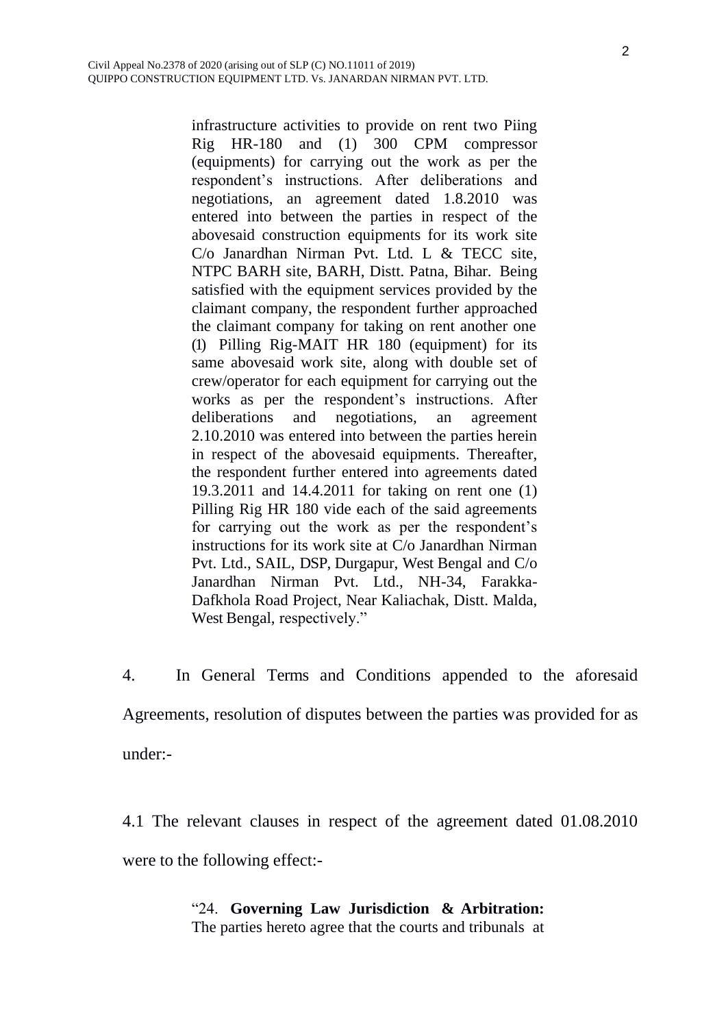> infrastructure activities to provide on rent two Piing Rig HR-180 and (1) 300 CPM compressor (equipments) for carrying out the work as per the respondent's instructions. After deliberations and negotiations, an agreement dated 1.8.2010 was entered into between the parties in respect of the abovesaid construction equipments for its work site C/o Janardhan Nirman Pvt. Ltd. L & TECC site, NTPC BARH site, BARH, Distt. Patna, Bihar. Being satisfied with the equipment services provided by the claimant company, the respondent further approached the claimant company for taking on rent another one (1) Pilling Rig-MAIT HR 180 (equipment) for its same abovesaid work site, along with double set of crew/operator for each equipment for carrying out the works as per the respondent's instructions. After deliberations and negotiations, an agreement 2.10.2010 was entered into between the parties herein in respect of the abovesaid equipments. Thereafter, the respondent further entered into agreements dated 19.3.2011 and 14.4.2011 for taking on rent one (1) Pilling Rig HR 180 vide each of the said agreements for carrying out the work as per the respondent's instructions for its work site at C/o Janardhan Nirman Pvt. Ltd., SAIL, DSP, Durgapur, West Bengal and C/o Janardhan Nirman Pvt. Ltd., NH-34, Farakka-Dafkhola Road Project, Near Kaliachak, Distt. Malda, West Bengal, respectively."

4. In General Terms and Conditions appended to the aforesaid Agreements, resolution of disputes between the parties was provided for as under:-

4.1 The relevant clauses in respect of the agreement dated 01.08.2010 were to the following effect:-

> "24. **Governing Law Jurisdiction & Arbitration:** The parties hereto agree that the courts and tribunals at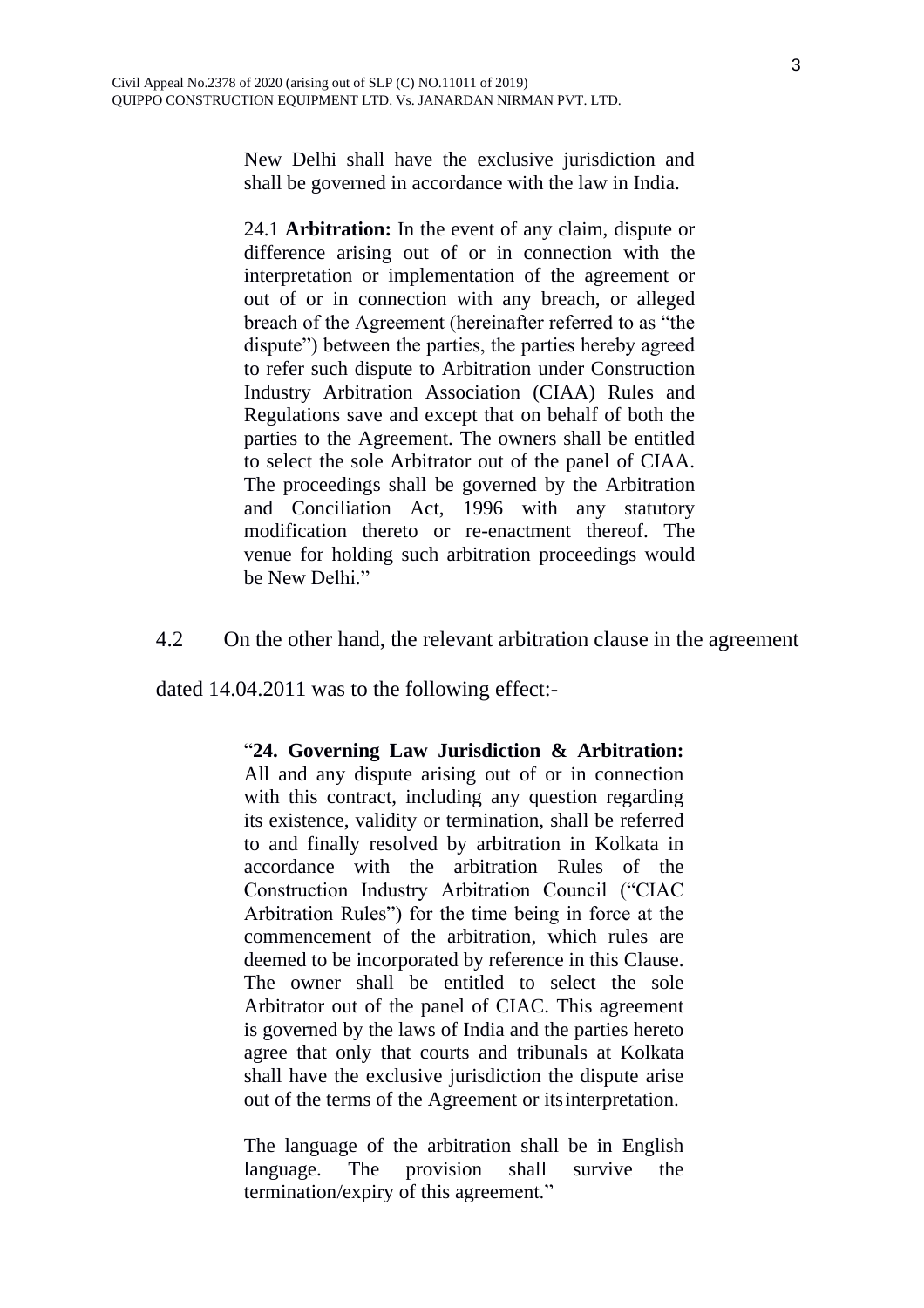> New Delhi shall have the exclusive jurisdiction and shall be governed in accordance with the law in India.
>
> 24.1 **Arbitration:** In the event of any claim, dispute or difference arising out of or in connection with the interpretation or implementation of the agreement or out of or in connection with any breach, or alleged breach of the Agreement (hereinafter referred to as "the dispute") between the parties, the parties hereby agreed to refer such dispute to Arbitration under Construction Industry Arbitration Association (CIAA) Rules and Regulations save and except that on behalf of both the parties to the Agreement. The owners shall be entitled to select the sole Arbitrator out of the panel of CIAA. The proceedings shall be governed by the Arbitration and Conciliation Act, 1996 with any statutory modification thereto or re-enactment thereof. The venue for holding such arbitration proceedings would be New Delhi."

4.2 On the other hand, the relevant arbitration clause in the agreement dated 14.04.2011 was to the following effect:-

> "**24. Governing Law Jurisdiction & Arbitration:** All and any dispute arising out of or in connection with this contract, including any question regarding its existence, validity or termination, shall be referred to and finally resolved by arbitration in Kolkata in accordance with the arbitration Rules of the Construction Industry Arbitration Council ("CIAC Arbitration Rules") for the time being in force at the commencement of the arbitration, which rules are deemed to be incorporated by reference in this Clause. The owner shall be entitled to select the sole Arbitrator out of the panel of CIAC. This agreement is governed by the laws of India and the parties hereto agree that only that courts and tribunals at Kolkata shall have the exclusive jurisdiction the dispute arise out of the terms of the Agreement or its interpretation.
>
> The language of the arbitration shall be in English language. The provision shall survive the termination/expiry of this agreement."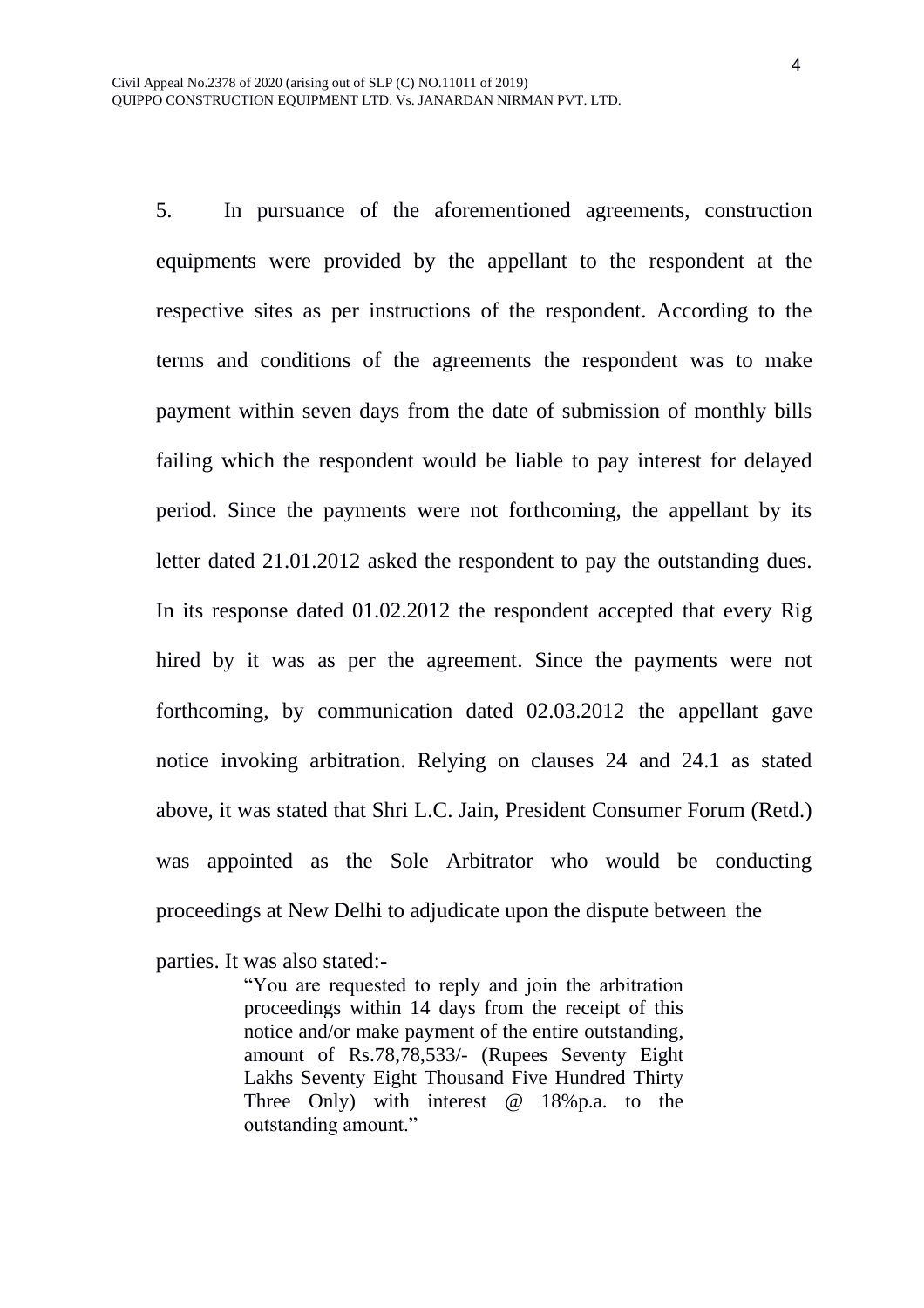5. In pursuance of the aforementioned agreements, construction equipments were provided by the appellant to the respondent at the respective sites as per instructions of the respondent. According to the terms and conditions of the agreements the respondent was to make payment within seven days from the date of submission of monthly bills failing which the respondent would be liable to pay interest for delayed period. Since the payments were not forthcoming, the appellant by its letter dated 21.01.2012 asked the respondent to pay the outstanding dues. In its response dated 01.02.2012 the respondent accepted that every Rig hired by it was as per the agreement. Since the payments were not forthcoming, by communication dated 02.03.2012 the appellant gave notice invoking arbitration. Relying on clauses 24 and 24.1 as stated above, it was stated that Shri L.C. Jain, President Consumer Forum (Retd.) was appointed as the Sole Arbitrator who would be conducting proceedings at New Delhi to adjudicate upon the dispute between the parties. It was also stated:-

> "You are requested to reply and join the arbitration proceedings within 14 days from the receipt of this notice and/or make payment of the entire outstanding, amount of Rs.78,78,533/- (Rupees Seventy Eight Lakhs Seventy Eight Thousand Five Hundred Thirty Three Only) with interest @ 18%p.a. to the outstanding amount."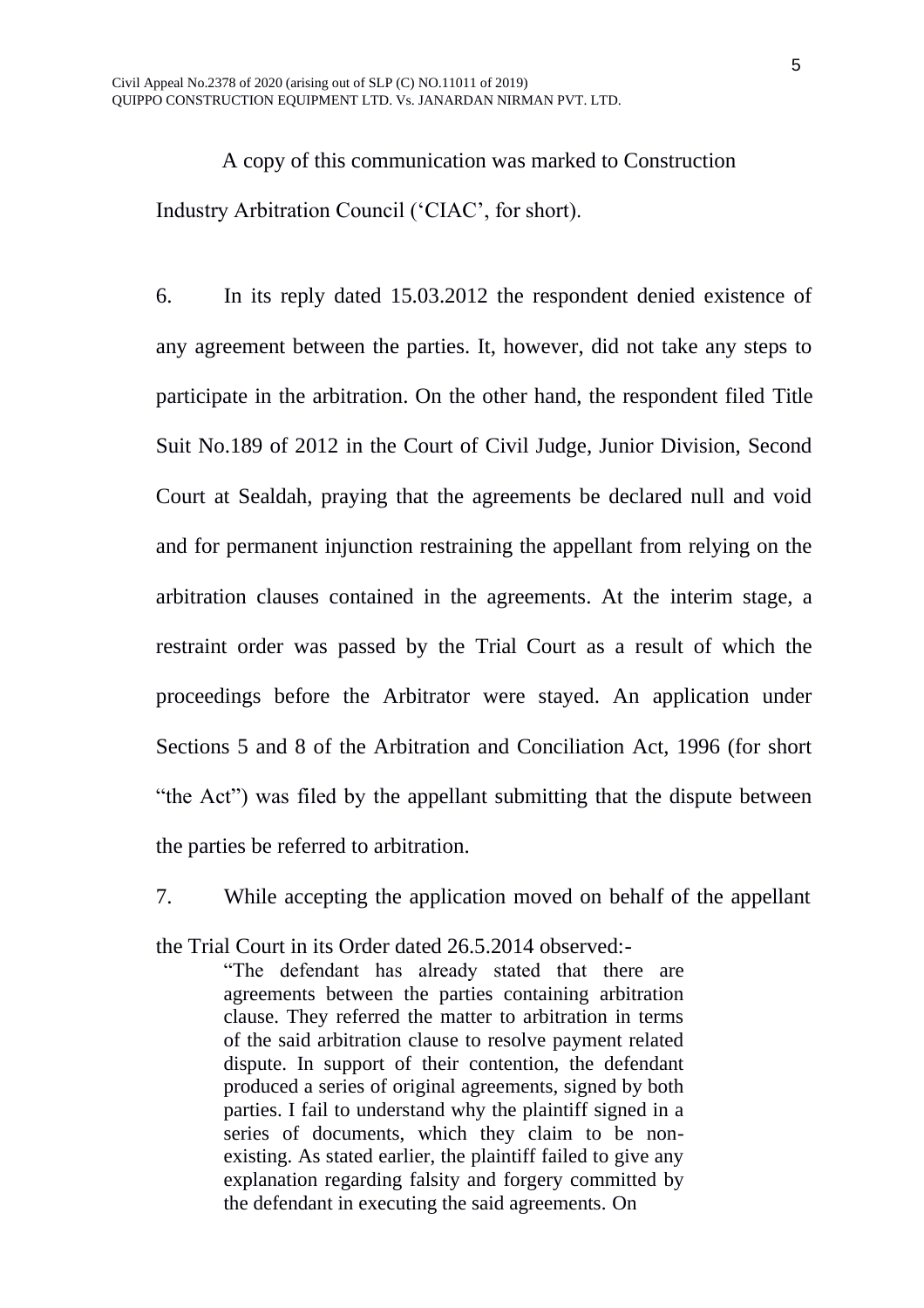A copy of this communication was marked to Construction Industry Arbitration Council ('CIAC', for short).

6. In its reply dated 15.03.2012 the respondent denied existence of any agreement between the parties. It, however, did not take any steps to participate in the arbitration. On the other hand, the respondent filed Title Suit No.189 of 2012 in the Court of Civil Judge, Junior Division, Second Court at Sealdah, praying that the agreements be declared null and void and for permanent injunction restraining the appellant from relying on the arbitration clauses contained in the agreements. At the interim stage, a restraint order was passed by the Trial Court as a result of which the proceedings before the Arbitrator were stayed. An application under Sections 5 and 8 of the Arbitration and Conciliation Act, 1996 (for short "the Act") was filed by the appellant submitting that the dispute between the parties be referred to arbitration.

7. While accepting the application moved on behalf of the appellant the Trial Court in its Order dated 26.5.2014 observed:-

> "The defendant has already stated that there are agreements between the parties containing arbitration clause. They referred the matter to arbitration in terms of the said arbitration clause to resolve payment related dispute. In support of their contention, the defendant produced a series of original agreements, signed by both parties. I fail to understand why the plaintiff signed in a series of documents, which they claim to be non-existing. As stated earlier, the plaintiff failed to give any explanation regarding falsity and forgery committed by the defendant in executing the said agreements. On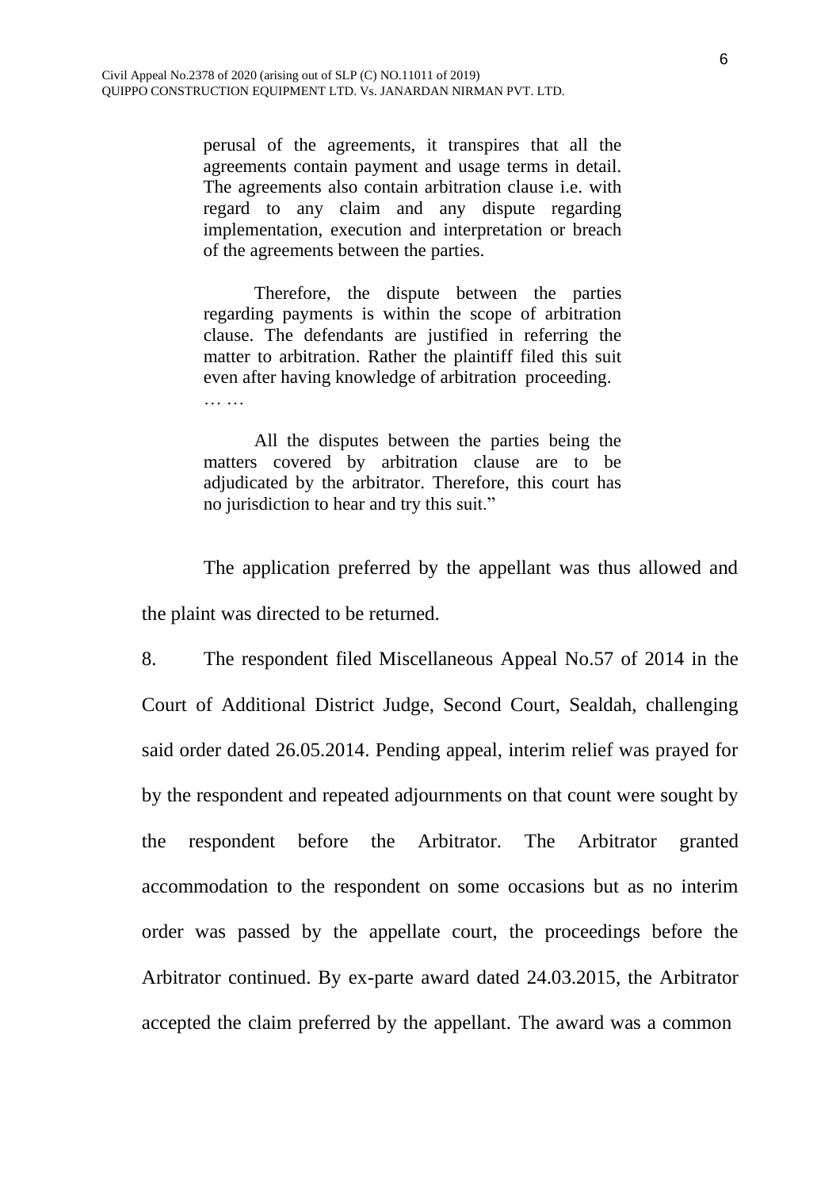> perusal of the agreements, it transpires that all the agreements contain payment and usage terms in detail. The agreements also contain arbitration clause i.e. with regard to any claim and any dispute regarding implementation, execution and interpretation or breach of the agreements between the parties.
>
> Therefore, the dispute between the parties regarding payments is within the scope of arbitration clause. The defendants are justified in referring the matter to arbitration. Rather the plaintiff filed this suit even after having knowledge of arbitration proceeding.
>
> … …
>
> All the disputes between the parties being the matters covered by arbitration clause are to be adjudicated by the arbitrator. Therefore, this court has no jurisdiction to hear and try this suit."

The application preferred by the appellant was thus allowed and the plaint was directed to be returned.

8. The respondent filed Miscellaneous Appeal No.57 of 2014 in the Court of Additional District Judge, Second Court, Sealdah, challenging said order dated 26.05.2014. Pending appeal, interim relief was prayed for by the respondent and repeated adjournments on that count were sought by the respondent before the Arbitrator. The Arbitrator granted accommodation to the respondent on some occasions but as no interim order was passed by the appellate court, the proceedings before the Arbitrator continued. By ex-parte award dated 24.03.2015, the Arbitrator accepted the claim preferred by the appellant. The award was a common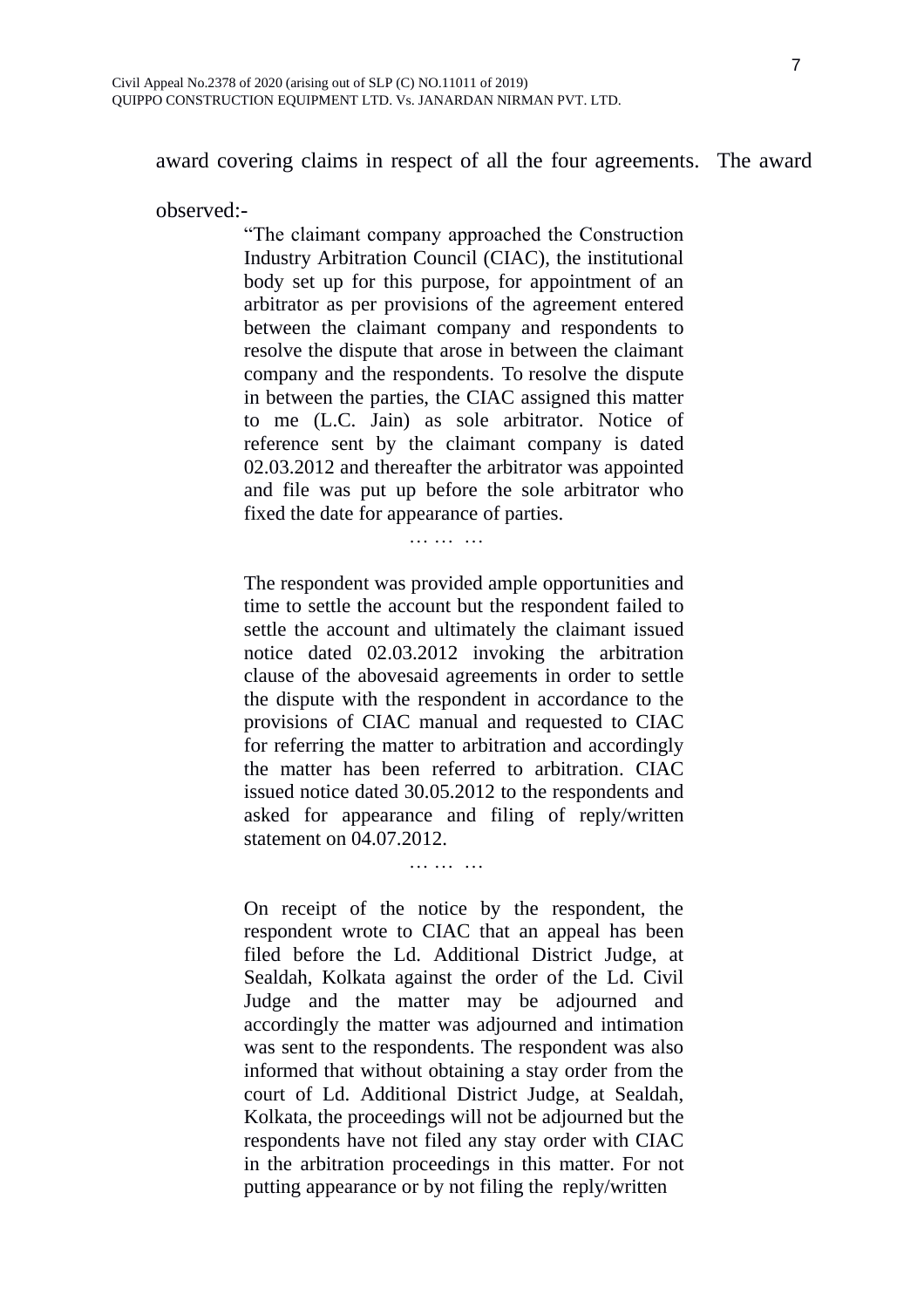award covering claims in respect of all the four agreements. The award observed:-

> "The claimant company approached the Construction Industry Arbitration Council (CIAC), the institutional body set up for this purpose, for appointment of an arbitrator as per provisions of the agreement entered between the claimant company and respondents to resolve the dispute that arose in between the claimant company and the respondents. To resolve the dispute in between the parties, the CIAC assigned this matter to me (L.C. Jain) as sole arbitrator. Notice of reference sent by the claimant company is dated 02.03.2012 and thereafter the arbitrator was appointed and file was put up before the sole arbitrator who fixed the date for appearance of parties.
>
> … … …
>
> The respondent was provided ample opportunities and time to settle the account but the respondent failed to settle the account and ultimately the claimant issued notice dated 02.03.2012 invoking the arbitration clause of the abovesaid agreements in order to settle the dispute with the respondent in accordance to the provisions of CIAC manual and requested to CIAC for referring the matter to arbitration and accordingly the matter has been referred to arbitration. CIAC issued notice dated 30.05.2012 to the respondents and asked for appearance and filing of reply/written statement on 04.07.2012.
>
> … … …
>
> On receipt of the notice by the respondent, the respondent wrote to CIAC that an appeal has been filed before the Ld. Additional District Judge, at Sealdah, Kolkata against the order of the Ld. Civil Judge and the matter may be adjourned and accordingly the matter was adjourned and intimation was sent to the respondents. The respondent was also informed that without obtaining a stay order from the court of Ld. Additional District Judge, at Sealdah, Kolkata, the proceedings will not be adjourned but the respondents have not filed any stay order with CIAC in the arbitration proceedings in this matter. For not putting appearance or by not filing the reply/written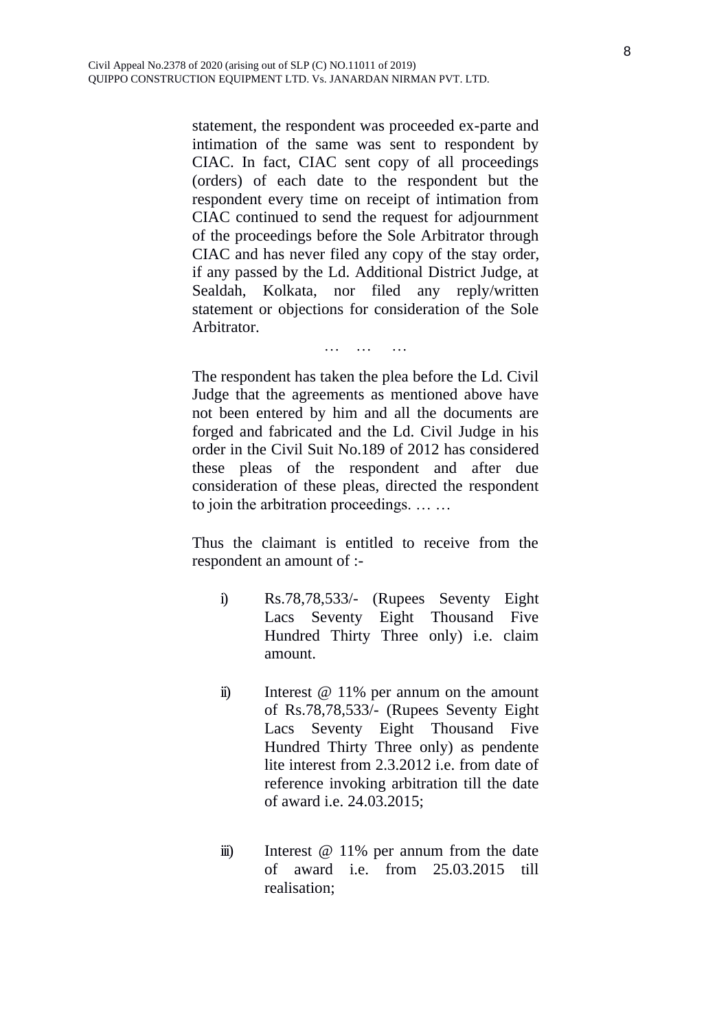statement, the respondent was proceeded ex-parte and intimation of the same was sent to respondent by CIAC. In fact, CIAC sent copy of all proceedings (orders) of each date to the respondent but the respondent every time on receipt of intimation from CIAC continued to send the request for adjournment of the proceedings before the Sole Arbitrator through CIAC and has never filed any copy of the stay order, if any passed by the Ld. Additional District Judge, at Sealdah, Kolkata, nor filed any reply/written statement or objections for consideration of the Sole Arbitrator.

… … …

The respondent has taken the plea before the Ld. Civil Judge that the agreements as mentioned above have not been entered by him and all the documents are forged and fabricated and the Ld. Civil Judge in his order in the Civil Suit No.189 of 2012 has considered these pleas of the respondent and after due consideration of these pleas, directed the respondent to join the arbitration proceedings. … …

Thus the claimant is entitled to receive from the respondent an amount of :-

i) Rs.78,78,533/- (Rupees Seventy Eight Lacs Seventy Eight Thousand Five Hundred Thirty Three only) i.e. claim amount.

ii) Interest @ 11% per annum on the amount of Rs.78,78,533/- (Rupees Seventy Eight Lacs Seventy Eight Thousand Five Hundred Thirty Three only) as pendente lite interest from 2.3.2012 i.e. from date of reference invoking arbitration till the date of award i.e. 24.03.2015;

iii) Interest @ 11% per annum from the date of award i.e. from 25.03.2015 till realisation;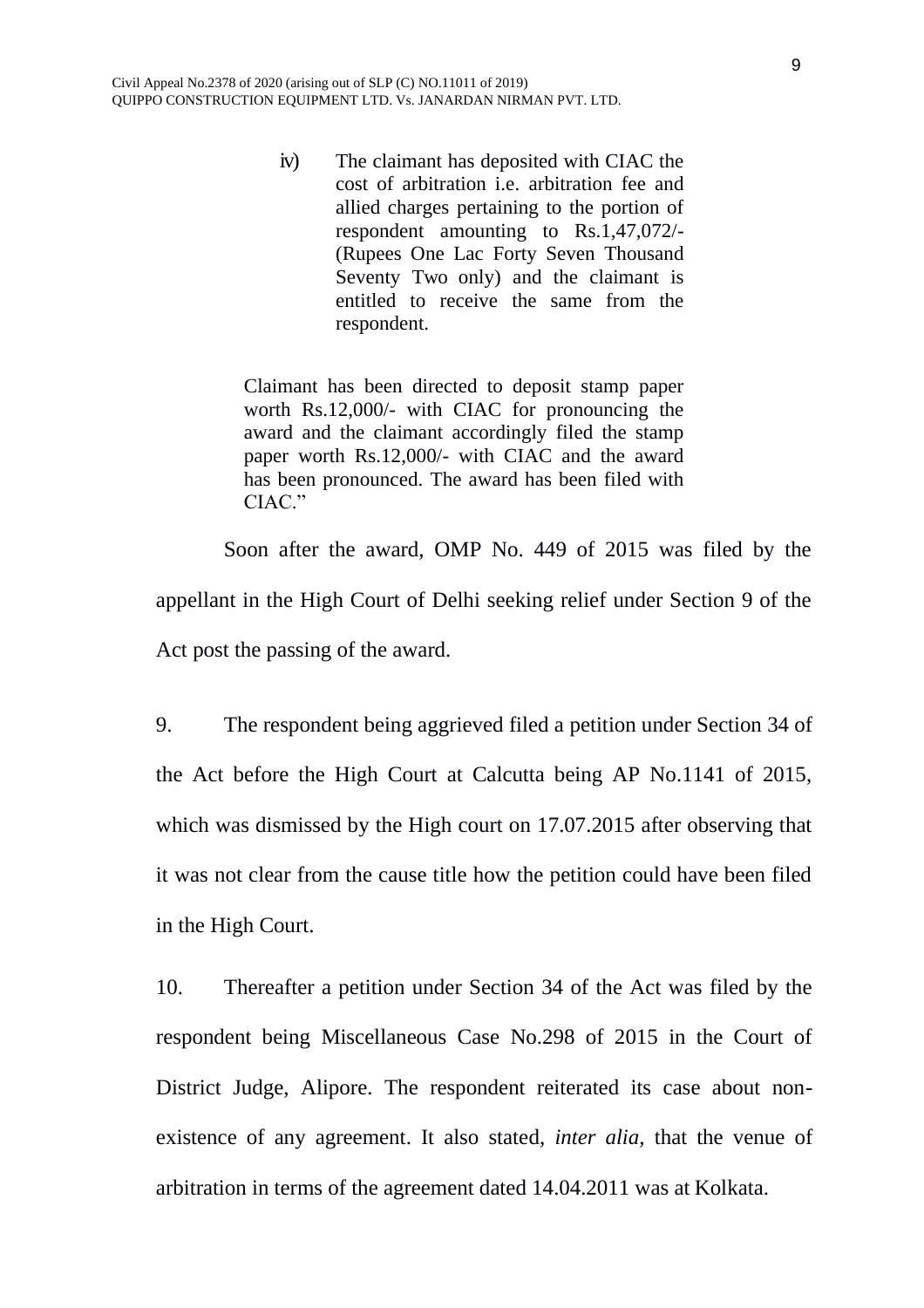> iv) The claimant has deposited with CIAC the cost of arbitration i.e. arbitration fee and allied charges pertaining to the portion of respondent amounting to Rs.1,47,072/- (Rupees One Lac Forty Seven Thousand Seventy Two only) and the claimant is entitled to receive the same from the respondent.
>
> Claimant has been directed to deposit stamp paper worth Rs.12,000/- with CIAC for pronouncing the award and the claimant accordingly filed the stamp paper worth Rs.12,000/- with CIAC and the award has been pronounced. The award has been filed with CIAC."

Soon after the award, OMP No. 449 of 2015 was filed by the appellant in the High Court of Delhi seeking relief under Section 9 of the Act post the passing of the award.

9. The respondent being aggrieved filed a petition under Section 34 of the Act before the High Court at Calcutta being AP No.1141 of 2015, which was dismissed by the High court on 17.07.2015 after observing that it was not clear from the cause title how the petition could have been filed in the High Court.

10. Thereafter a petition under Section 34 of the Act was filed by the respondent being Miscellaneous Case No.298 of 2015 in the Court of District Judge, Alipore. The respondent reiterated its case about non-existence of any agreement. It also stated, *inter alia,* that the venue of arbitration in terms of the agreement dated 14.04.2011 was at Kolkata.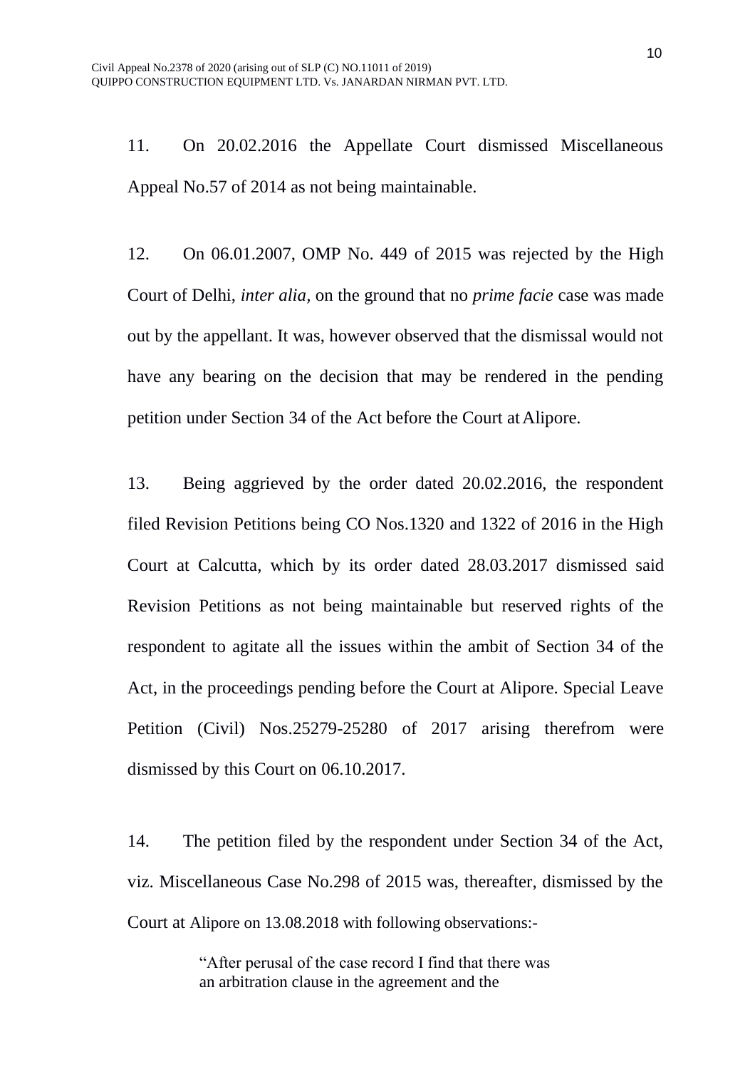11. On 20.02.2016 the Appellate Court dismissed Miscellaneous Appeal No.57 of 2014 as not being maintainable.

12. On 06.01.2007, OMP No. 449 of 2015 was rejected by the High Court of Delhi, *inter alia*, on the ground that no *prime facie* case was made out by the appellant. It was, however observed that the dismissal would not have any bearing on the decision that may be rendered in the pending petition under Section 34 of the Act before the Court at Alipore.

13. Being aggrieved by the order dated 20.02.2016, the respondent filed Revision Petitions being CO Nos.1320 and 1322 of 2016 in the High Court at Calcutta, which by its order dated 28.03.2017 dismissed said Revision Petitions as not being maintainable but reserved rights of the respondent to agitate all the issues within the ambit of Section 34 of the Act, in the proceedings pending before the Court at Alipore. Special Leave Petition (Civil) Nos.25279-25280 of 2017 arising therefrom were dismissed by this Court on 06.10.2017.

14. The petition filed by the respondent under Section 34 of the Act, viz. Miscellaneous Case No.298 of 2015 was, thereafter, dismissed by the Court at Alipore on 13.08.2018 with following observations:-

> "After perusal of the case record I find that there was an arbitration clause in the agreement and the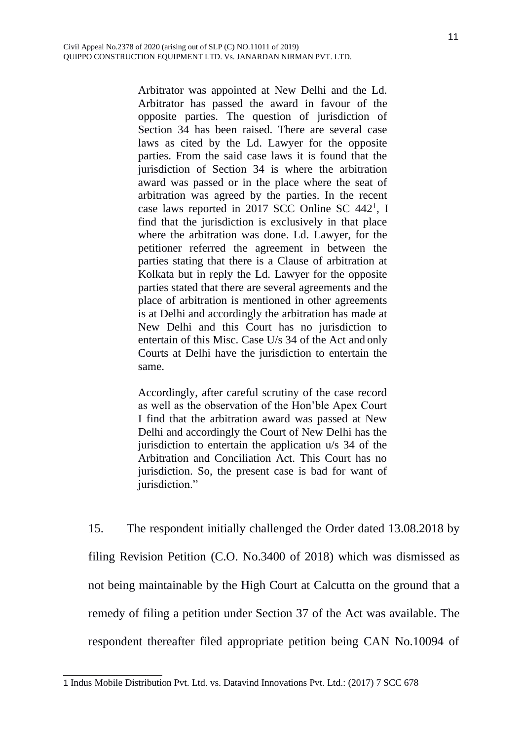> Arbitrator was appointed at New Delhi and the Ld. Arbitrator has passed the award in favour of the opposite parties. The question of jurisdiction of Section 34 has been raised. There are several case laws as cited by the Ld. Lawyer for the opposite parties. From the said case laws it is found that the jurisdiction of Section 34 is where the arbitration award was passed or in the place where the seat of arbitration was agreed by the parties. In the recent case laws reported in 2017 SCC Online SC 442[1], I find that the jurisdiction is exclusively in that place where the arbitration was done. Ld. Lawyer, for the petitioner referred the agreement in between the parties stating that there is a Clause of arbitration at Kolkata but in reply the Ld. Lawyer for the opposite parties stated that there are several agreements and the place of arbitration is mentioned in other agreements is at Delhi and accordingly the arbitration has made at New Delhi and this Court has no jurisdiction to entertain of this Misc. Case U/s 34 of the Act and only Courts at Delhi have the jurisdiction to entertain the same.
>
> Accordingly, after careful scrutiny of the case record as well as the observation of the Hon'ble Apex Court I find that the arbitration award was passed at New Delhi and accordingly the Court of New Delhi has the jurisdiction to entertain the application u/s 34 of the Arbitration and Conciliation Act. This Court has no jurisdiction. So, the present case is bad for want of jurisdiction."

15. The respondent initially challenged the Order dated 13.08.2018 by filing Revision Petition (C.O. No.3400 of 2018) which was dismissed as not being maintainable by the High Court at Calcutta on the ground that a remedy of filing a petition under Section 37 of the Act was available. The respondent thereafter filed appropriate petition being CAN No.10094 of

---

1 Indus Mobile Distribution Pvt. Ltd. vs. Datavind Innovations Pvt. Ltd.: (2017) 7 SCC 678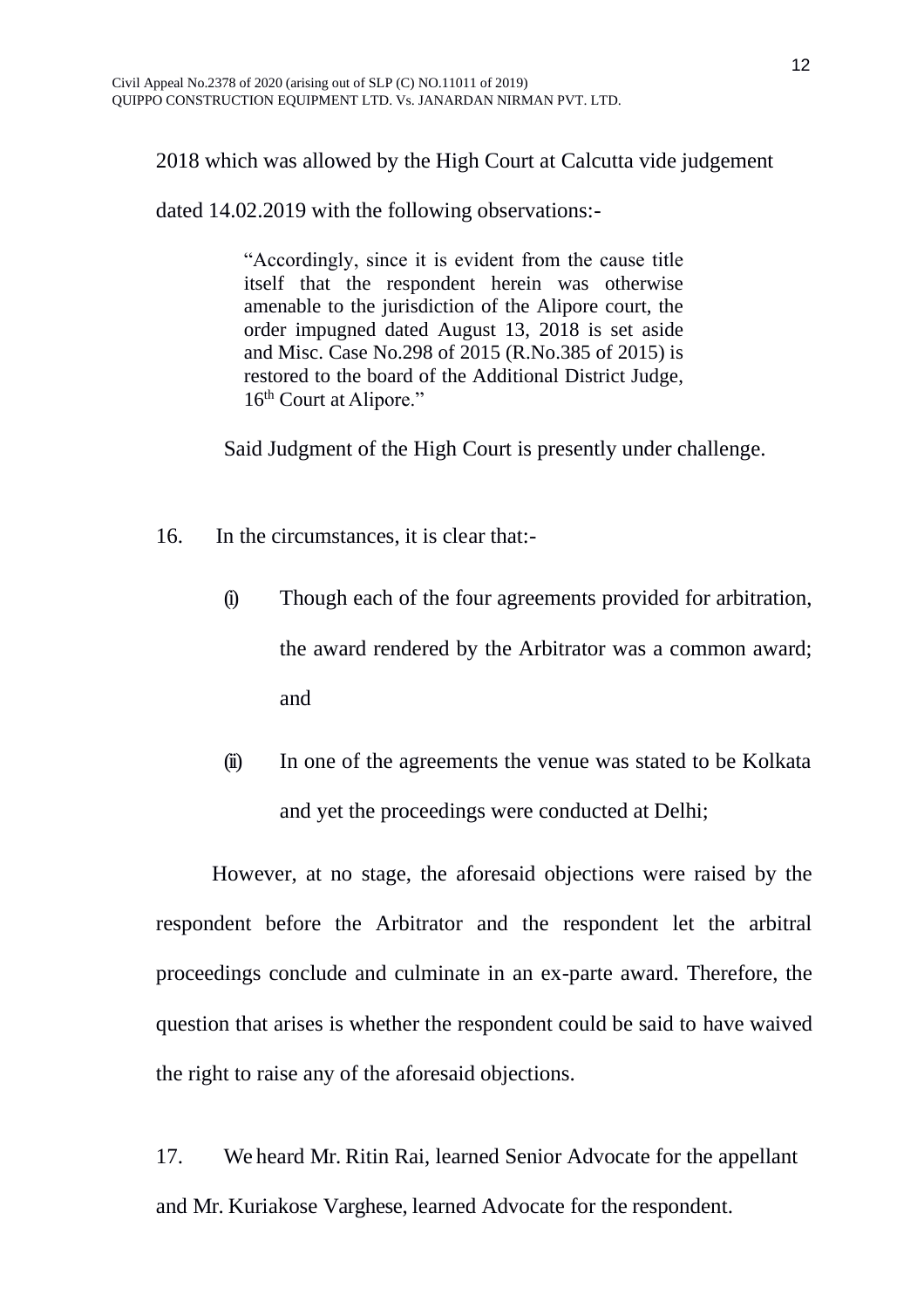2018 which was allowed by the High Court at Calcutta vide judgement dated 14.02.2019 with the following observations:-

> "Accordingly, since it is evident from the cause title itself that the respondent herein was otherwise amenable to the jurisdiction of the Alipore court, the order impugned dated August 13, 2018 is set aside and Misc. Case No.298 of 2015 (R.No.385 of 2015) is restored to the board of the Additional District Judge, 16th Court at Alipore."

Said Judgment of the High Court is presently under challenge.

16. In the circumstances, it is clear that:-

(i) Though each of the four agreements provided for arbitration, the award rendered by the Arbitrator was a common award; and

(ii) In one of the agreements the venue was stated to be Kolkata and yet the proceedings were conducted at Delhi;

However, at no stage, the aforesaid objections were raised by the respondent before the Arbitrator and the respondent let the arbitral proceedings conclude and culminate in an ex-parte award. Therefore, the question that arises is whether the respondent could be said to have waived the right to raise any of the aforesaid objections.

17. We heard Mr. Ritin Rai, learned Senior Advocate for the appellant and Mr. Kuriakose Varghese, learned Advocate for the respondent.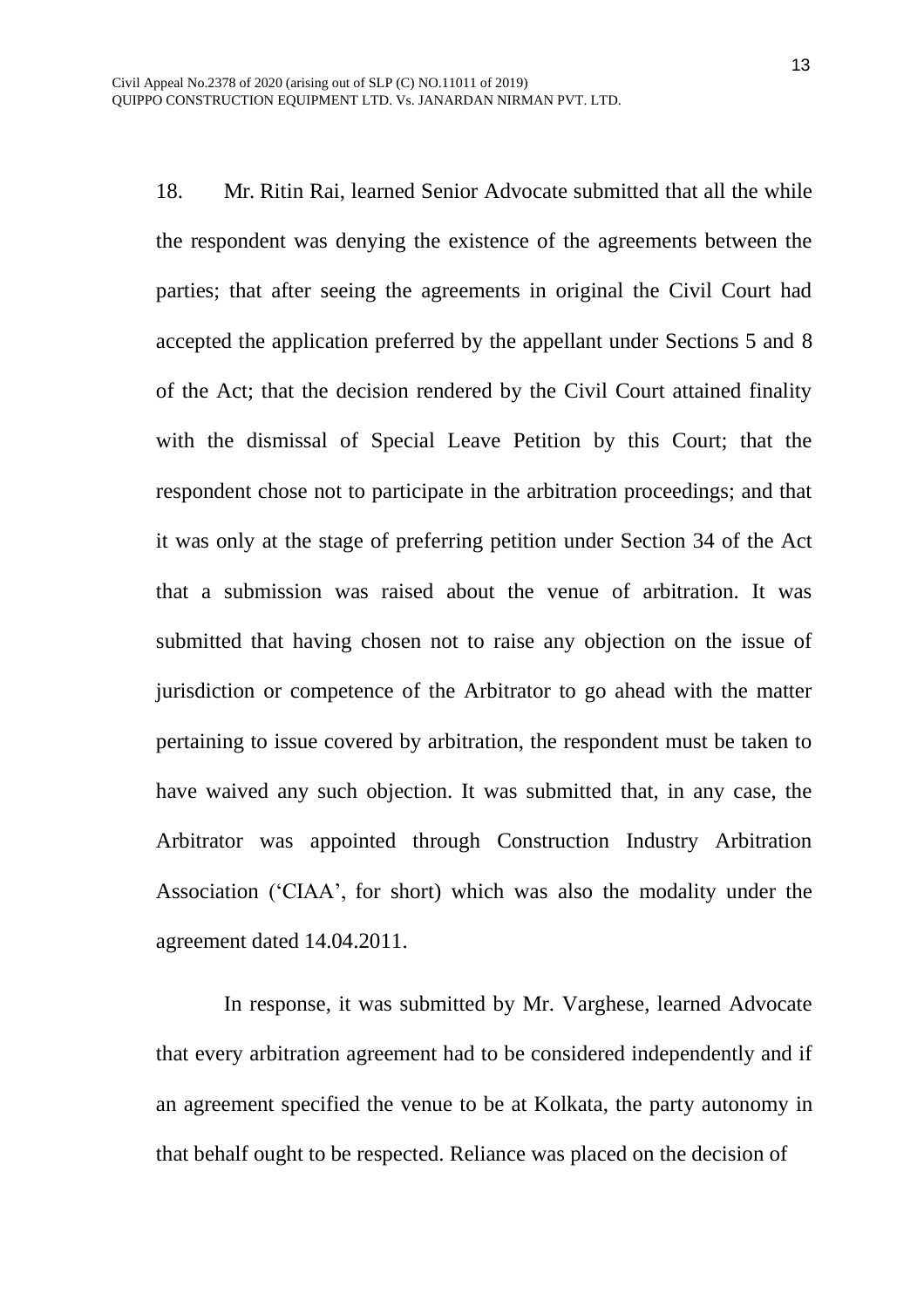18. Mr. Ritin Rai, learned Senior Advocate submitted that all the while the respondent was denying the existence of the agreements between the parties; that after seeing the agreements in original the Civil Court had accepted the application preferred by the appellant under Sections 5 and 8 of the Act; that the decision rendered by the Civil Court attained finality with the dismissal of Special Leave Petition by this Court; that the respondent chose not to participate in the arbitration proceedings; and that it was only at the stage of preferring petition under Section 34 of the Act that a submission was raised about the venue of arbitration. It was submitted that having chosen not to raise any objection on the issue of jurisdiction or competence of the Arbitrator to go ahead with the matter pertaining to issue covered by arbitration, the respondent must be taken to have waived any such objection. It was submitted that, in any case, the Arbitrator was appointed through Construction Industry Arbitration Association ('CIAA', for short) which was also the modality under the agreement dated 14.04.2011.

In response, it was submitted by Mr. Varghese, learned Advocate that every arbitration agreement had to be considered independently and if an agreement specified the venue to be at Kolkata, the party autonomy in that behalf ought to be respected. Reliance was placed on the decision of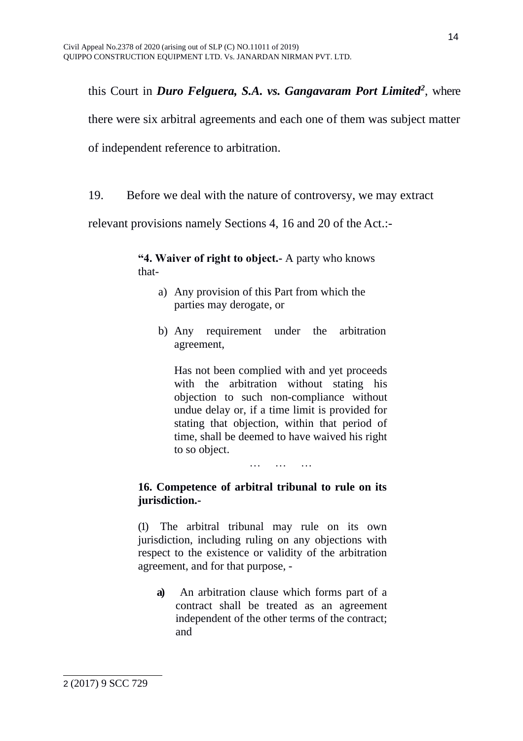this Court in ***Duro Felguera, S.A. vs. Gangavaram Port Limited***[2], where there were six arbitral agreements and each one of them was subject matter of independent reference to arbitration.

19. Before we deal with the nature of controversy, we may extract relevant provisions namely Sections 4, 16 and 20 of the Act.:-

> **"4. Waiver of right to object.-** A party who knows that-
>
> a) Any provision of this Part from which the parties may derogate, or
>
> b) Any requirement under the arbitration agreement,
>
> Has not been complied with and yet proceeds with the arbitration without stating his objection to such non-compliance without undue delay or, if a time limit is provided for stating that objection, within that period of time, shall be deemed to have waived his right to so object.
>
> … … …
>
> **16. Competence of arbitral tribunal to rule on its jurisdiction.-**
>
> (1) The arbitral tribunal may rule on its own jurisdiction, including ruling on any objections with respect to the existence or validity of the arbitration agreement, and for that purpose, -
>
> **a)** An arbitration clause which forms part of a contract shall be treated as an agreement independent of the other terms of the contract; and

---

2 (2017) 9 SCC 729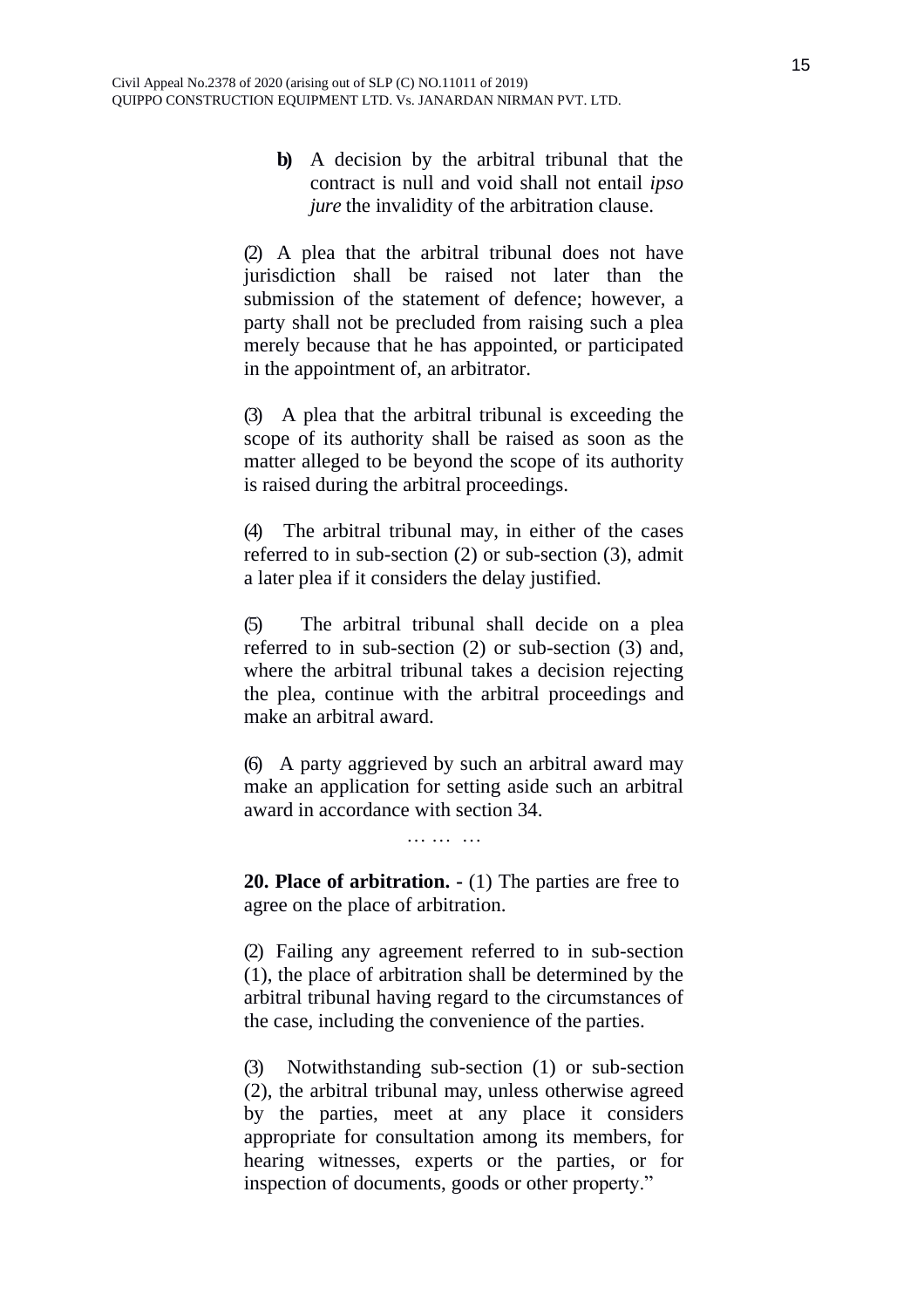> **b)** A decision by the arbitral tribunal that the contract is null and void shall not entail *ipso jure* the invalidity of the arbitration clause.
>
> (2) A plea that the arbitral tribunal does not have jurisdiction shall be raised not later than the submission of the statement of defence; however, a party shall not be precluded from raising such a plea merely because that he has appointed, or participated in the appointment of, an arbitrator.
>
> (3) A plea that the arbitral tribunal is exceeding the scope of its authority shall be raised as soon as the matter alleged to be beyond the scope of its authority is raised during the arbitral proceedings.
>
> (4) The arbitral tribunal may, in either of the cases referred to in sub-section (2) or sub-section (3), admit a later plea if it considers the delay justified.
>
> (5) The arbitral tribunal shall decide on a plea referred to in sub-section (2) or sub-section (3) and, where the arbitral tribunal takes a decision rejecting the plea, continue with the arbitral proceedings and make an arbitral award.
>
> (6) A party aggrieved by such an arbitral award may make an application for setting aside such an arbitral award in accordance with section 34.
>
> … … …
>
> **20. Place of arbitration. -** (1) The parties are free to agree on the place of arbitration.
>
> (2) Failing any agreement referred to in sub-section (1), the place of arbitration shall be determined by the arbitral tribunal having regard to the circumstances of the case, including the convenience of the parties.
>
> (3) Notwithstanding sub-section (1) or sub-section (2), the arbitral tribunal may, unless otherwise agreed by the parties, meet at any place it considers appropriate for consultation among its members, for hearing witnesses, experts or the parties, or for inspection of documents, goods or other property."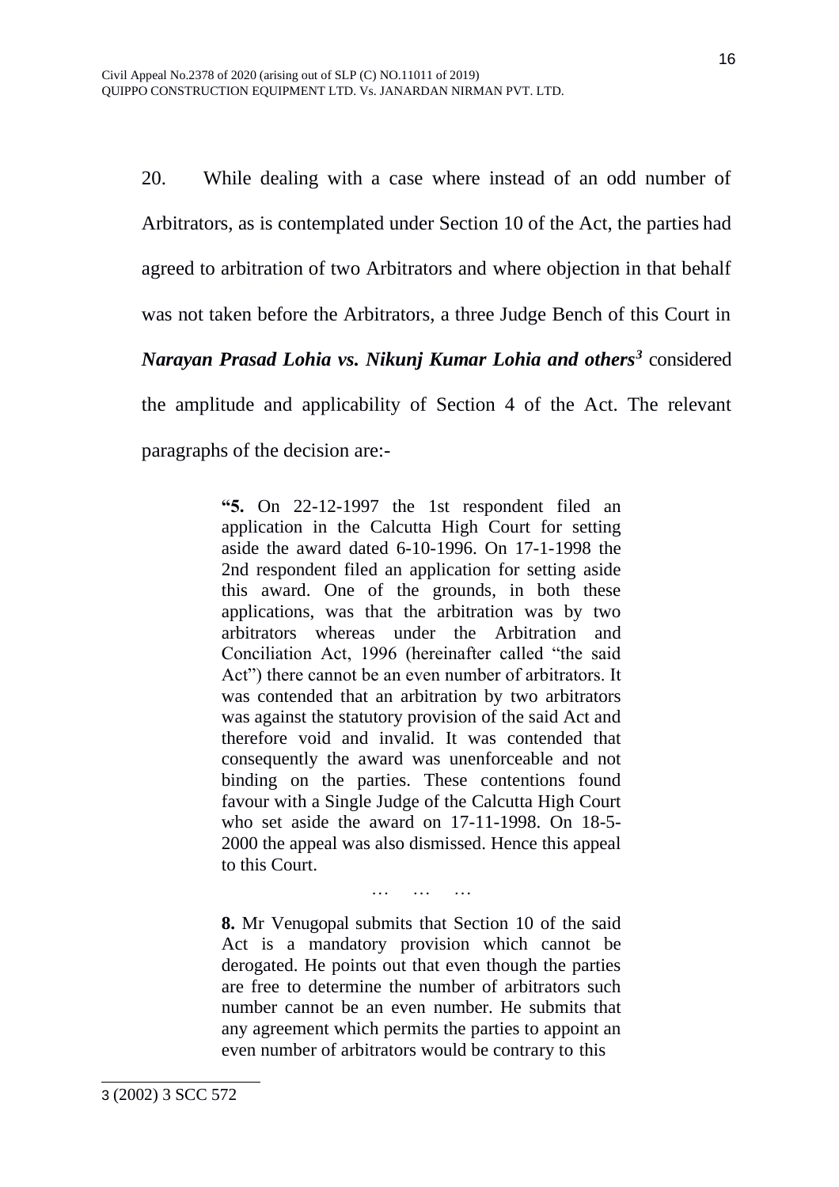20. While dealing with a case where instead of an odd number of Arbitrators, as is contemplated under Section 10 of the Act, the parties had agreed to arbitration of two Arbitrators and where objection in that behalf was not taken before the Arbitrators, a three Judge Bench of this Court in ***Narayan Prasad Lohia vs. Nikunj Kumar Lohia and others***[3] considered the amplitude and applicability of Section 4 of the Act. The relevant paragraphs of the decision are:-

> **"5.** On 22-12-1997 the 1st respondent filed an application in the Calcutta High Court for setting aside the award dated 6-10-1996. On 17-1-1998 the 2nd respondent filed an application for setting aside this award. One of the grounds, in both these applications, was that the arbitration was by two arbitrators whereas under the Arbitration and Conciliation Act, 1996 (hereinafter called "the said Act") there cannot be an even number of arbitrators. It was contended that an arbitration by two arbitrators was against the statutory provision of the said Act and therefore void and invalid. It was contended that consequently the award was unenforceable and not binding on the parties. These contentions found favour with a Single Judge of the Calcutta High Court who set aside the award on 17-11-1998. On 18-5-2000 the appeal was also dismissed. Hence this appeal to this Court.
>
> … … …
>
> **8.** Mr Venugopal submits that Section 10 of the said Act is a mandatory provision which cannot be derogated. He points out that even though the parties are free to determine the number of arbitrators such number cannot be an even number. He submits that any agreement which permits the parties to appoint an even number of arbitrators would be contrary to this

---

3 (2002) 3 SCC 572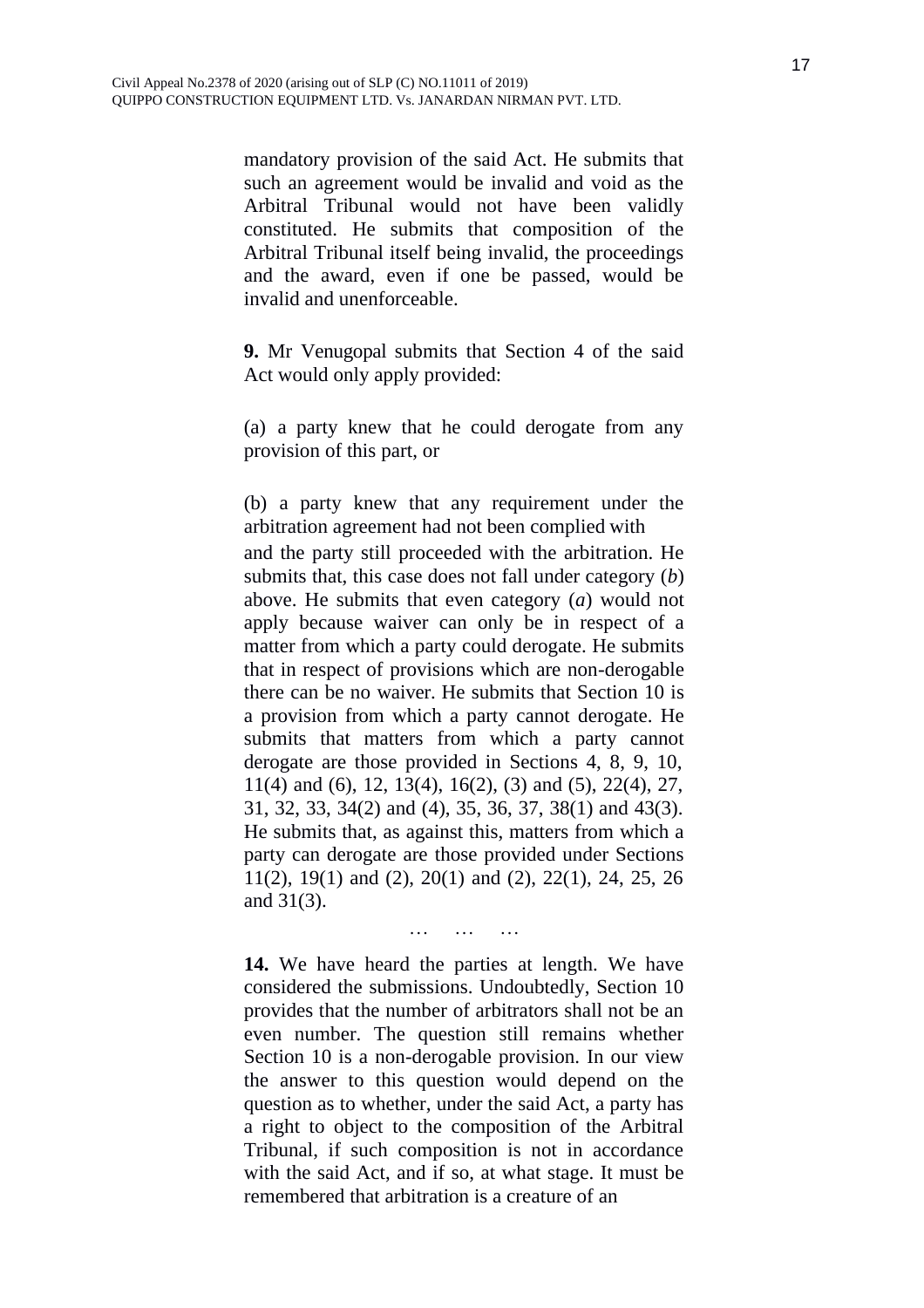mandatory provision of the said Act. He submits that such an agreement would be invalid and void as the Arbitral Tribunal would not have been validly constituted. He submits that composition of the Arbitral Tribunal itself being invalid, the proceedings and the award, even if one be passed, would be invalid and unenforceable.

**9.** Mr Venugopal submits that Section 4 of the said Act would only apply provided:

(a) a party knew that he could derogate from any provision of this part, or

(b) a party knew that any requirement under the arbitration agreement had not been complied with and the party still proceeded with the arbitration. He submits that, this case does not fall under category (*b*) above. He submits that even category (*a*) would not apply because waiver can only be in respect of a matter from which a party could derogate. He submits that in respect of provisions which are non-derogable there can be no waiver. He submits that Section 10 is a provision from which a party cannot derogate. He submits that matters from which a party cannot derogate are those provided in Sections 4, 8, 9, 10, 11(4) and (6), 12, 13(4), 16(2), (3) and (5), 22(4), 27, 31, 32, 33, 34(2) and (4), 35, 36, 37, 38(1) and 43(3). He submits that, as against this, matters from which a party can derogate are those provided under Sections 11(2), 19(1) and (2), 20(1) and (2), 22(1), 24, 25, 26 and 31(3).

… … …

**14.** We have heard the parties at length. We have considered the submissions. Undoubtedly, Section 10 provides that the number of arbitrators shall not be an even number. The question still remains whether Section 10 is a non-derogable provision. In our view the answer to this question would depend on the question as to whether, under the said Act, a party has a right to object to the composition of the Arbitral Tribunal, if such composition is not in accordance with the said Act, and if so, at what stage. It must be remembered that arbitration is a creature of an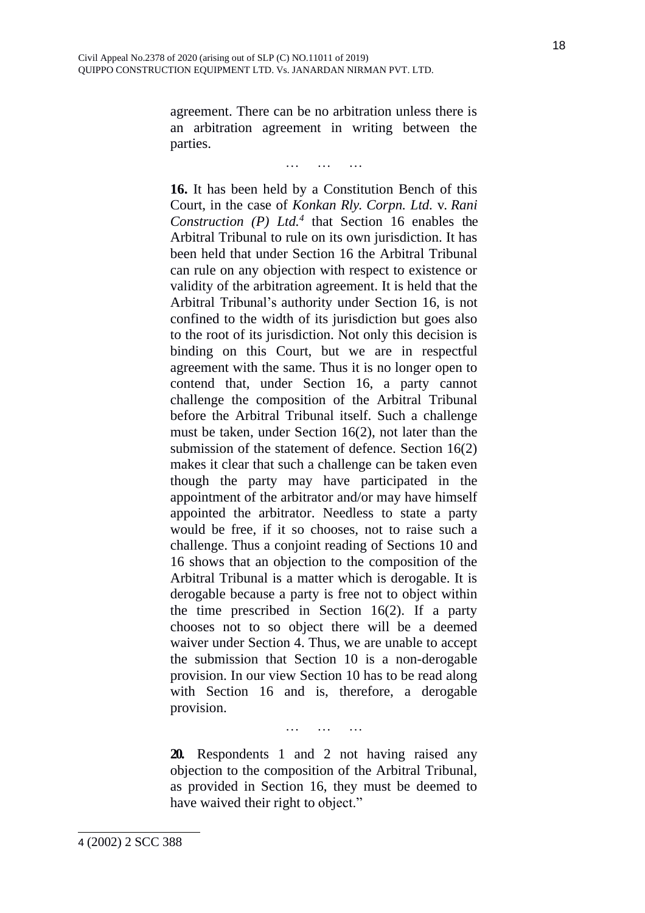agreement. There can be no arbitration unless there is an arbitration agreement in writing between the parties.

… … …

**16.** It has been held by a Constitution Bench of this Court, in the case of *Konkan Rly. Corpn. Ltd.* v. *Rani Construction (P) Ltd.*[4] that Section 16 enables the Arbitral Tribunal to rule on its own jurisdiction. It has been held that under Section 16 the Arbitral Tribunal can rule on any objection with respect to existence or validity of the arbitration agreement. It is held that the Arbitral Tribunal's authority under Section 16, is not confined to the width of its jurisdiction but goes also to the root of its jurisdiction. Not only this decision is binding on this Court, but we are in respectful agreement with the same. Thus it is no longer open to contend that, under Section 16, a party cannot challenge the composition of the Arbitral Tribunal before the Arbitral Tribunal itself. Such a challenge must be taken, under Section 16(2), not later than the submission of the statement of defence. Section 16(2) makes it clear that such a challenge can be taken even though the party may have participated in the appointment of the arbitrator and/or may have himself appointed the arbitrator. Needless to state a party would be free, if it so chooses, not to raise such a challenge. Thus a conjoint reading of Sections 10 and 16 shows that an objection to the composition of the Arbitral Tribunal is a matter which is derogable. It is derogable because a party is free not to object within the time prescribed in Section 16(2). If a party chooses not to so object there will be a deemed waiver under Section 4. Thus, we are unable to accept the submission that Section 10 is a non-derogable provision. In our view Section 10 has to be read along with Section 16 and is, therefore, a derogable provision.

… … …

**20.** Respondents 1 and 2 not having raised any objection to the composition of the Arbitral Tribunal, as provided in Section 16, they must be deemed to have waived their right to object."

---

4 (2002) 2 SCC 388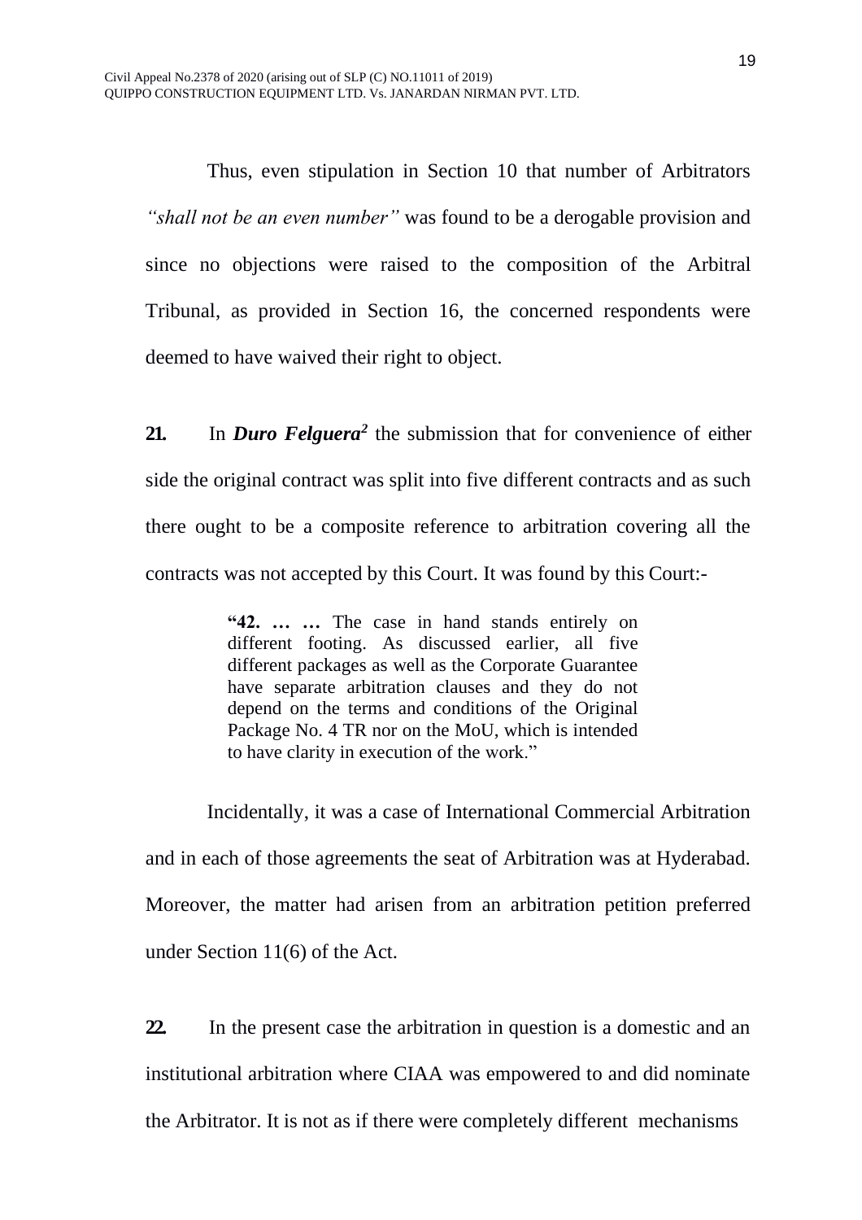Thus, even stipulation in Section 10 that number of Arbitrators *"shall not be an even number"* was found to be a derogable provision and since no objections were raised to the composition of the Arbitral Tribunal, as provided in Section 16, the concerned respondents were deemed to have waived their right to object.

**21.** In ***Duro Felguera***[2] the submission that for convenience of either side the original contract was split into five different contracts and as such there ought to be a composite reference to arbitration covering all the contracts was not accepted by this Court. It was found by this Court:-

> **"42. … …** The case in hand stands entirely on different footing. As discussed earlier, all five different packages as well as the Corporate Guarantee have separate arbitration clauses and they do not depend on the terms and conditions of the Original Package No. 4 TR nor on the MoU, which is intended to have clarity in execution of the work."

Incidentally, it was a case of International Commercial Arbitration and in each of those agreements the seat of Arbitration was at Hyderabad. Moreover, the matter had arisen from an arbitration petition preferred under Section 11(6) of the Act.

**22.** In the present case the arbitration in question is a domestic and an institutional arbitration where CIAA was empowered to and did nominate the Arbitrator. It is not as if there were completely different mechanisms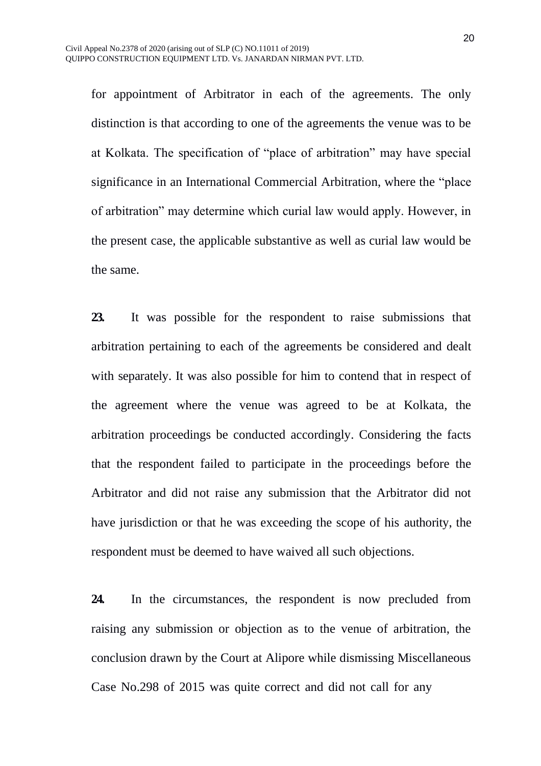for appointment of Arbitrator in each of the agreements. The only distinction is that according to one of the agreements the venue was to be at Kolkata. The specification of "place of arbitration" may have special significance in an International Commercial Arbitration, where the "place of arbitration" may determine which curial law would apply. However, in the present case, the applicable substantive as well as curial law would be the same.

**23.** It was possible for the respondent to raise submissions that arbitration pertaining to each of the agreements be considered and dealt with separately. It was also possible for him to contend that in respect of the agreement where the venue was agreed to be at Kolkata, the arbitration proceedings be conducted accordingly. Considering the facts that the respondent failed to participate in the proceedings before the Arbitrator and did not raise any submission that the Arbitrator did not have jurisdiction or that he was exceeding the scope of his authority, the respondent must be deemed to have waived all such objections.

**24.** In the circumstances, the respondent is now precluded from raising any submission or objection as to the venue of arbitration, the conclusion drawn by the Court at Alipore while dismissing Miscellaneous Case No.298 of 2015 was quite correct and did not call for any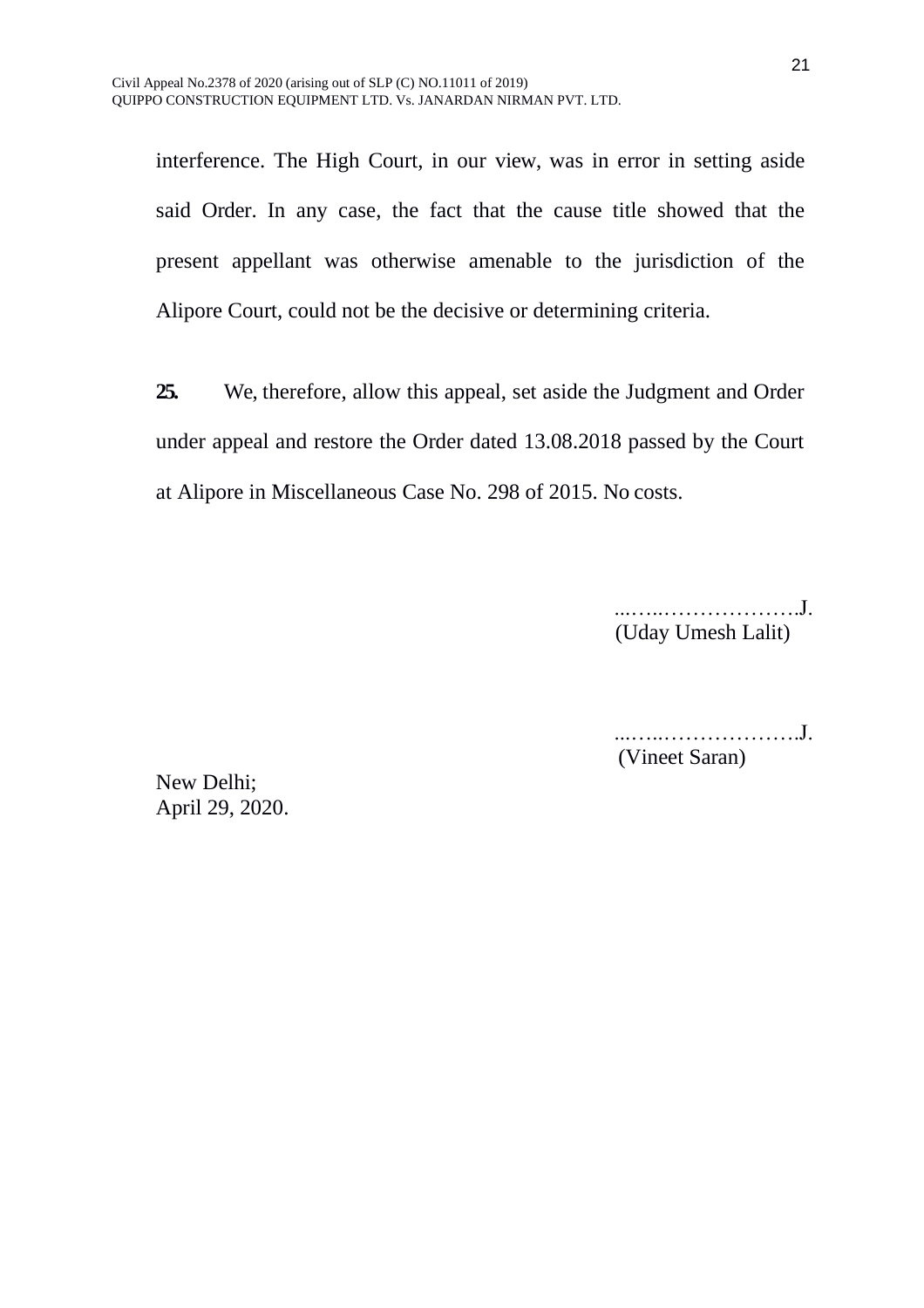interference. The High Court, in our view, was in error in setting aside said Order. In any case, the fact that the cause title showed that the present appellant was otherwise amenable to the jurisdiction of the Alipore Court, could not be the decisive or determining criteria.

**25.** We, therefore, allow this appeal, set aside the Judgment and Order under appeal and restore the Order dated 13.08.2018 passed by the Court at Alipore in Miscellaneous Case No. 298 of 2015. No costs.

...…..……………….J.
(Uday Umesh Lalit)

...…..……………….J.
(Vineet Saran)

New Delhi;
April 29, 2020.